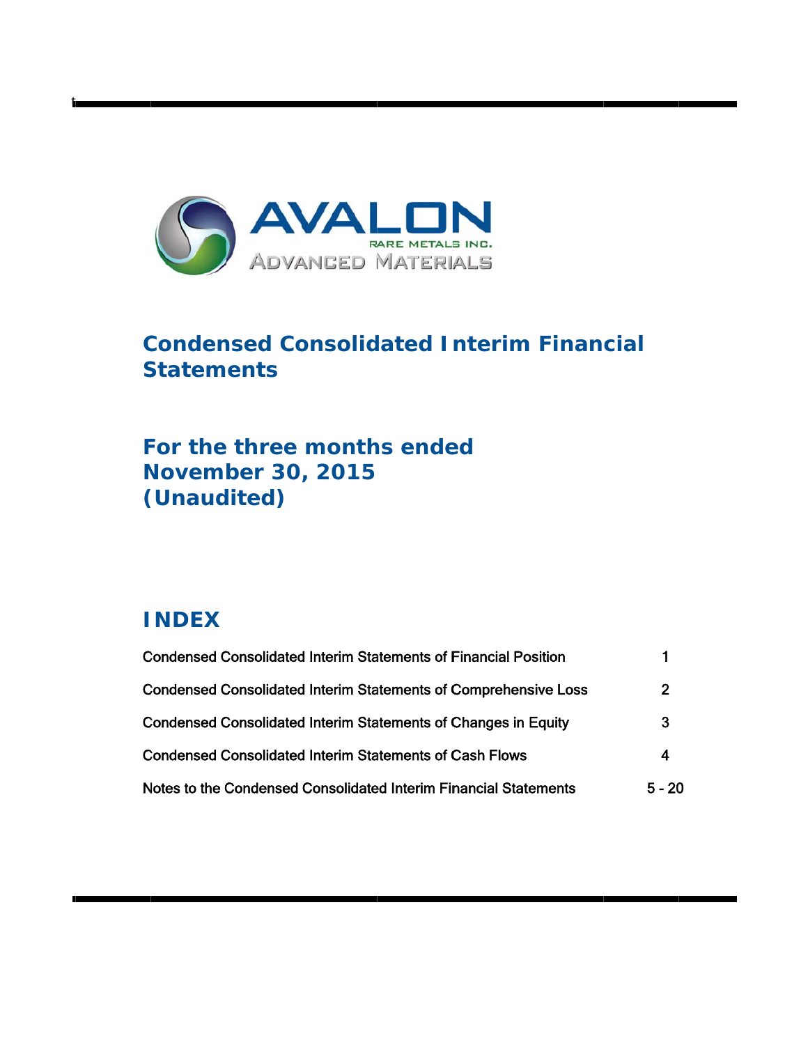AVALON

RARE METALS INC.

ADVANCED MATERIALS

# Condensed Consolidated Interim Financial Statements

## For the three months ended November 30, 2015 (Unaudited)

## INDEX

| | |
|---|---|
| Condensed Consolidated Interim Statements of Financial Position | 1 |
| Condensed Consolidated Interim Statements of Comprehensive Loss | 2 |
| Condensed Consolidated Interim Statements of Changes in Equity | 3 |
| Condensed Consolidated Interim Statements of Cash Flows | 4 |
| Notes to the Condensed Consolidated Interim Financial Statements | 5 - 20 |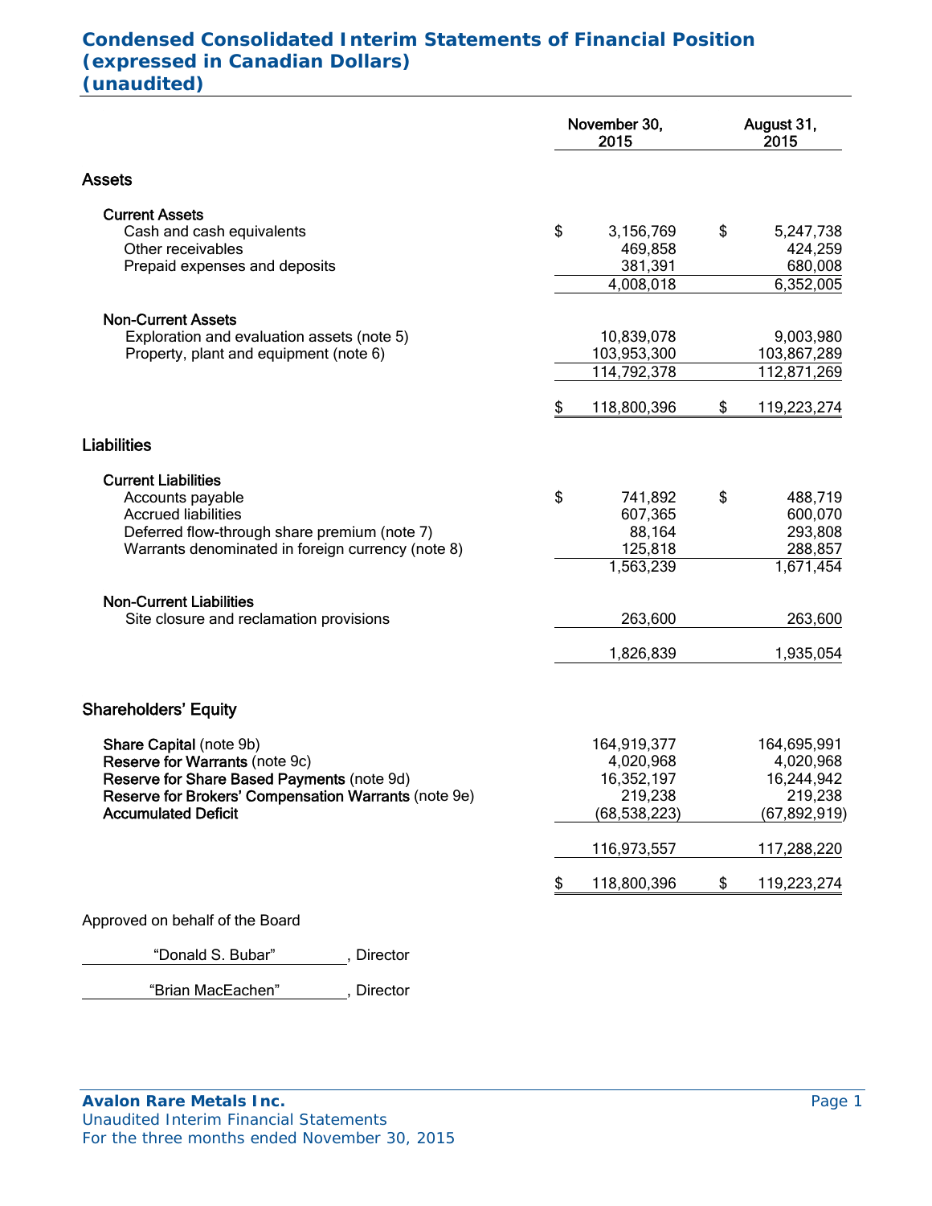# Condensed Consolidated Interim Statements of Financial Position (expressed in Canadian Dollars) (unaudited)

| | November 30, 2015 | August 31, 2015 |
|---|---|---|
| **Assets** | | |
| **Current Assets** | | |
| Cash and cash equivalents | $ 3,156,769 | $ 5,247,738 |
| Other receivables | 469,858 | 424,259 |
| Prepaid expenses and deposits | 381,391 | 680,008 |
| | 4,008,018 | 6,352,005 |
| **Non-Current Assets** | | |
| Exploration and evaluation assets (note 5) | 10,839,078 | 9,003,980 |
| Property, plant and equipment (note 6) | 103,953,300 | 103,867,289 |
| | 114,792,378 | 112,871,269 |
| | $ 118,800,396 | $ 119,223,274 |
| **Liabilities** | | |
| **Current Liabilities** | | |
| Accounts payable | $ 741,892 | $ 488,719 |
| Accrued liabilities | 607,365 | 600,070 |
| Deferred flow-through share premium (note 7) | 88,164 | 293,808 |
| Warrants denominated in foreign currency (note 8) | 125,818 | 288,857 |
| | 1,563,239 | 1,671,454 |
| **Non-Current Liabilities** | | |
| Site closure and reclamation provisions | 263,600 | 263,600 |
| | 1,826,839 | 1,935,054 |
| **Shareholders' Equity** | | |
| **Share Capital** (note 9b) | 164,919,377 | 164,695,991 |
| **Reserve for Warrants** (note 9c) | 4,020,968 | 4,020,968 |
| **Reserve for Share Based Payments** (note 9d) | 16,352,197 | 16,244,942 |
| **Reserve for Brokers' Compensation Warrants** (note 9e) | 219,238 | 219,238 |
| **Accumulated Deficit** | (68,538,223) | (67,892,919) |
| | 116,973,557 | 117,288,220 |
| | $ 118,800,396 | $ 119,223,274 |

Approved on behalf of the Board

"Donald S. Bubar", Director

"Brian MacEachen", Director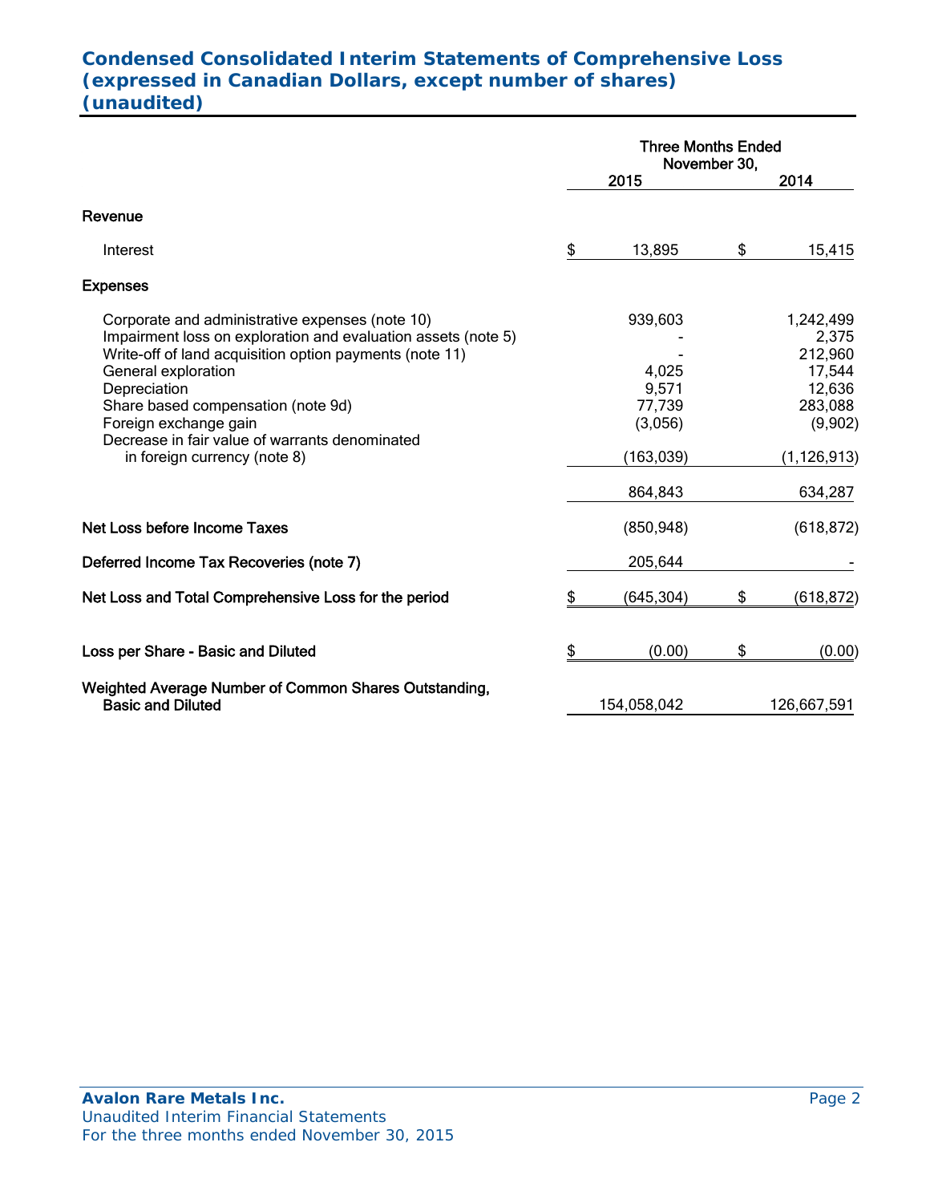# Condensed Consolidated Interim Statements of Comprehensive Loss (expressed in Canadian Dollars, except number of shares) (unaudited)

| | Three Months Ended November 30, 2015 | Three Months Ended November 30, 2014 |
|---|---|---|
| **Revenue** | | |
| Interest | $ 13,895 | $ 15,415 |
| **Expenses** | | |
| Corporate and administrative expenses (note 10) | 939,603 | 1,242,499 |
| Impairment loss on exploration and evaluation assets (note 5) | - | 2,375 |
| Write-off of land acquisition option payments (note 11) | - | 212,960 |
| General exploration | 4,025 | 17,544 |
| Depreciation | 9,571 | 12,636 |
| Share based compensation (note 9d) | 77,739 | 283,088 |
| Foreign exchange gain | (3,056) | (9,902) |
| Decrease in fair value of warrants denominated in foreign currency (note 8) | (163,039) | (1,126,913) |
| | 864,843 | 634,287 |
| **Net Loss before Income Taxes** | (850,948) | (618,872) |
| **Deferred Income Tax Recoveries (note 7)** | 205,644 | - |
| **Net Loss and Total Comprehensive Loss for the period** | $ (645,304) | $ (618,872) |
| **Loss per Share - Basic and Diluted** | $ (0.00) | $ (0.00) |
| **Weighted Average Number of Common Shares Outstanding, Basic and Diluted** | 154,058,042 | 126,667,591 |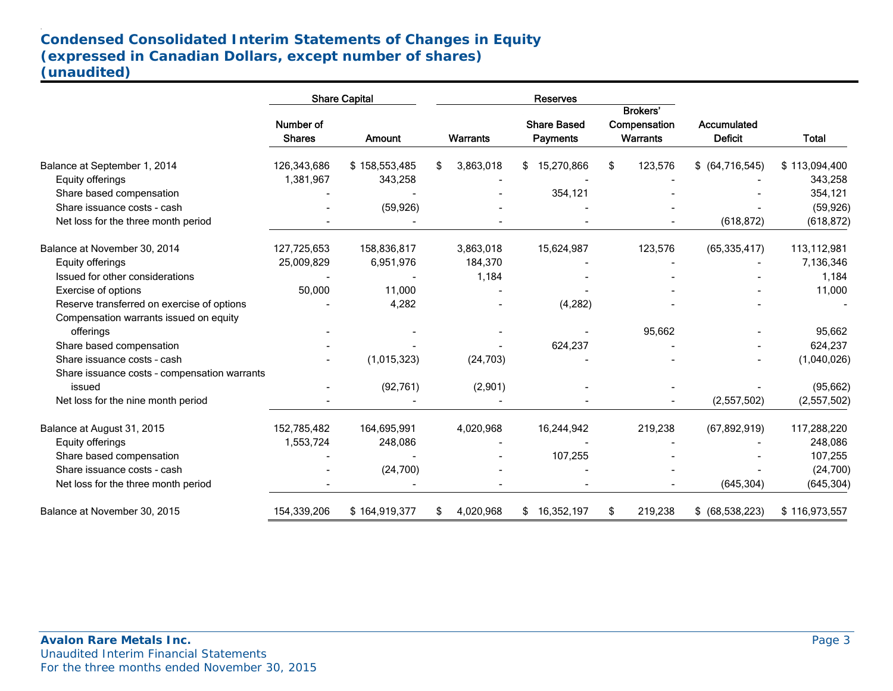## Condensed Consolidated Interim Statements of Changes in Equity
## (expressed in Canadian Dollars, except number of shares)
## (unaudited)

| | Share Capital | | Reserves | | | | |
|---|---|---|---|---|---|---|---|
| | Number of Shares | Amount | Warrants | Share Based Payments | Brokers' Compensation Warrants | Accumulated Deficit | Total |
| Balance at September 1, 2014 | 126,343,686 | $ 158,553,485 | $ 3,863,018 | $ 15,270,866 | $ 123,576 | $ (64,716,545) | $ 113,094,400 |
| Equity offerings | 1,381,967 | 343,258 | - | - | - | - | 343,258 |
| Share based compensation | - | - | - | 354,121 | - | - | 354,121 |
| Share issuance costs - cash | - | (59,926) | - | - | - | - | (59,926) |
| Net loss for the three month period | - | - | - | - | - | (618,872) | (618,872) |
| Balance at November 30, 2014 | 127,725,653 | 158,836,817 | 3,863,018 | 15,624,987 | 123,576 | (65,335,417) | 113,112,981 |
| Equity offerings | 25,009,829 | 6,951,976 | 184,370 | - | - | - | 7,136,346 |
| Issued for other considerations | - | - | 1,184 | - | - | - | 1,184 |
| Exercise of options | 50,000 | 11,000 | - | - | - | - | 11,000 |
| Reserve transferred on exercise of options | - | 4,282 | - | (4,282) | - | - | - |
| Compensation warrants issued on equity offerings | - | - | - | - | 95,662 | - | 95,662 |
| Share based compensation | - | - | - | 624,237 | - | - | 624,237 |
| Share issuance costs - cash | - | (1,015,323) | (24,703) | - | - | - | (1,040,026) |
| Share issuance costs - compensation warrants issued | - | (92,761) | (2,901) | - | - | - | (95,662) |
| Net loss for the nine month period | - | - | - | - | - | (2,557,502) | (2,557,502) |
| Balance at August 31, 2015 | 152,785,482 | 164,695,991 | 4,020,968 | 16,244,942 | 219,238 | (67,892,919) | 117,288,220 |
| Equity offerings | 1,553,724 | 248,086 | - | - | - | - | 248,086 |
| Share based compensation | - | - | - | 107,255 | - | - | 107,255 |
| Share issuance costs - cash | - | (24,700) | - | - | - | - | (24,700) |
| Net loss for the three month period | - | - | - | - | - | (645,304) | (645,304) |
| Balance at November 30, 2015 | 154,339,206 | $ 164,919,377 | $ 4,020,968 | $ 16,352,197 | $ 219,238 | $ (68,538,223) | $ 116,973,557 |

**Avalon Rare Metals Inc.**
Unaudited Interim Financial Statements
For the three months ended November 30, 2015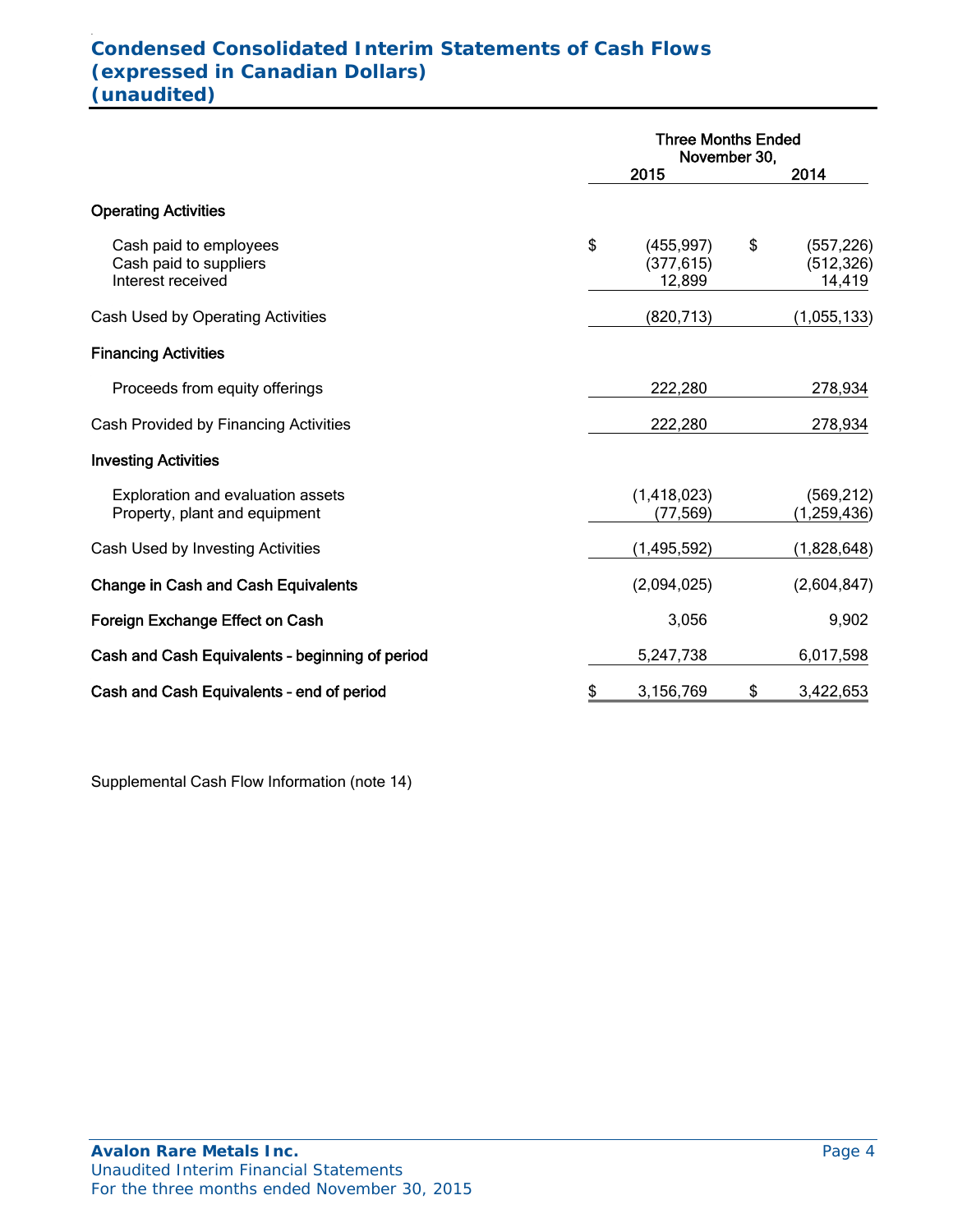# Condensed Consolidated Interim Statements of Cash Flows
## (expressed in Canadian Dollars)
## (unaudited)

| | Three Months Ended November 30, 2015 | Three Months Ended November 30, 2014 |
|---|---|---|
| **Operating Activities** | | |
| Cash paid to employees | $ (455,997) | $ (557,226) |
| Cash paid to suppliers | (377,615) | (512,326) |
| Interest received | 12,899 | 14,419 |
| Cash Used by Operating Activities | (820,713) | (1,055,133) |
| **Financing Activities** | | |
| Proceeds from equity offerings | 222,280 | 278,934 |
| Cash Provided by Financing Activities | 222,280 | 278,934 |
| **Investing Activities** | | |
| Exploration and evaluation assets | (1,418,023) | (569,212) |
| Property, plant and equipment | (77,569) | (1,259,436) |
| Cash Used by Investing Activities | (1,495,592) | (1,828,648) |
| **Change in Cash and Cash Equivalents** | (2,094,025) | (2,604,847) |
| **Foreign Exchange Effect on Cash** | 3,056 | 9,902 |
| **Cash and Cash Equivalents - beginning of period** | 5,247,738 | 6,017,598 |
| **Cash and Cash Equivalents - end of period** | $ 3,156,769 | $ 3,422,653 |

Supplemental Cash Flow Information (note 14)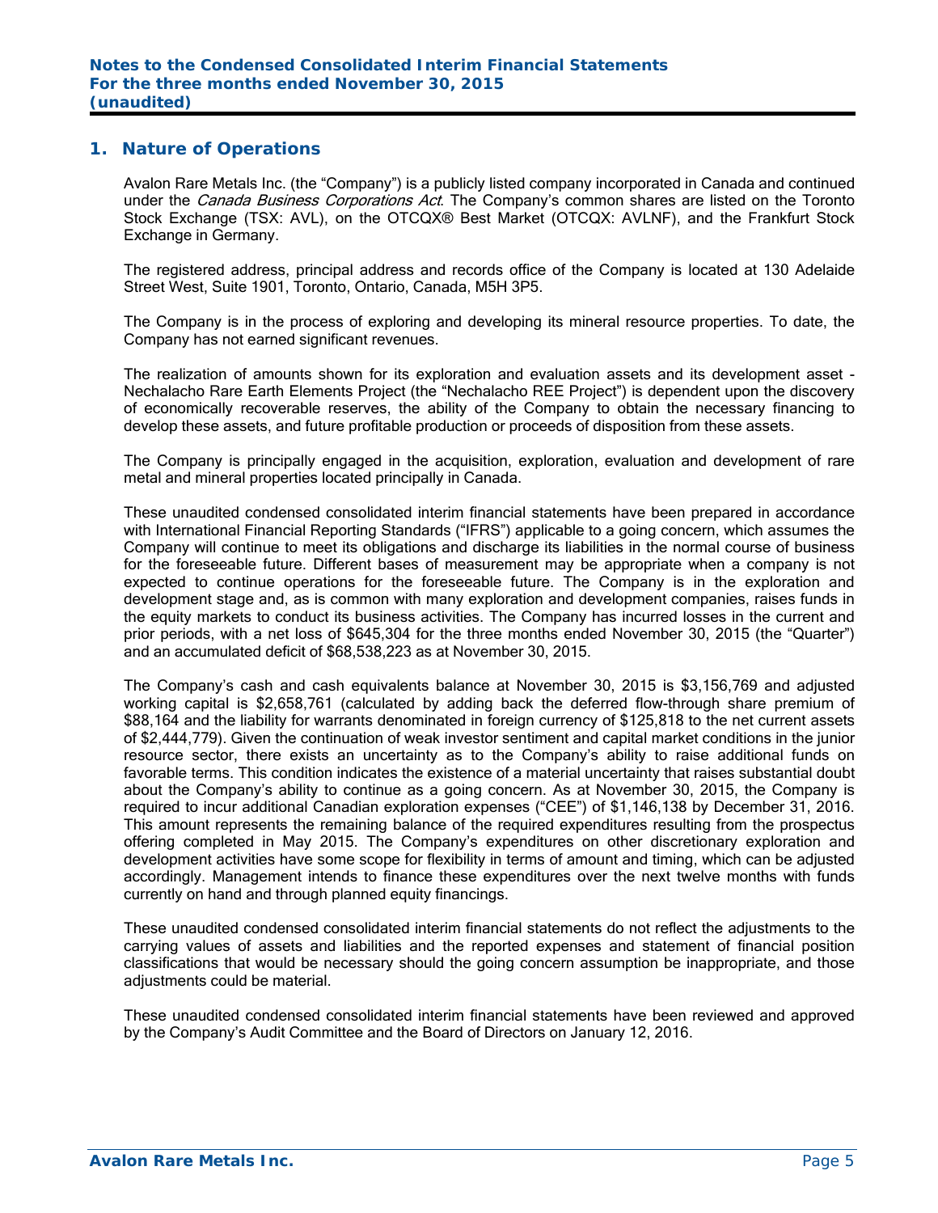## 1. Nature of Operations

Avalon Rare Metals Inc. (the "Company") is a publicly listed company incorporated in Canada and continued under the *Canada Business Corporations Act*. The Company's common shares are listed on the Toronto Stock Exchange (TSX: AVL), on the OTCQX® Best Market (OTCQX: AVLNF), and the Frankfurt Stock Exchange in Germany.

The registered address, principal address and records office of the Company is located at 130 Adelaide Street West, Suite 1901, Toronto, Ontario, Canada, M5H 3P5.

The Company is in the process of exploring and developing its mineral resource properties. To date, the Company has not earned significant revenues.

The realization of amounts shown for its exploration and evaluation assets and its development asset - Nechalacho Rare Earth Elements Project (the "Nechalacho REE Project") is dependent upon the discovery of economically recoverable reserves, the ability of the Company to obtain the necessary financing to develop these assets, and future profitable production or proceeds of disposition from these assets.

The Company is principally engaged in the acquisition, exploration, evaluation and development of rare metal and mineral properties located principally in Canada.

These unaudited condensed consolidated interim financial statements have been prepared in accordance with International Financial Reporting Standards ("IFRS") applicable to a going concern, which assumes the Company will continue to meet its obligations and discharge its liabilities in the normal course of business for the foreseeable future. Different bases of measurement may be appropriate when a company is not expected to continue operations for the foreseeable future. The Company is in the exploration and development stage and, as is common with many exploration and development companies, raises funds in the equity markets to conduct its business activities. The Company has incurred losses in the current and prior periods, with a net loss of $645,304 for the three months ended November 30, 2015 (the "Quarter") and an accumulated deficit of $68,538,223 as at November 30, 2015.

The Company's cash and cash equivalents balance at November 30, 2015 is $3,156,769 and adjusted working capital is $2,658,761 (calculated by adding back the deferred flow-through share premium of $88,164 and the liability for warrants denominated in foreign currency of $125,818 to the net current assets of $2,444,779). Given the continuation of weak investor sentiment and capital market conditions in the junior resource sector, there exists an uncertainty as to the Company's ability to raise additional funds on favorable terms. This condition indicates the existence of a material uncertainty that raises substantial doubt about the Company's ability to continue as a going concern. As at November 30, 2015, the Company is required to incur additional Canadian exploration expenses ("CEE") of $1,146,138 by December 31, 2016. This amount represents the remaining balance of the required expenditures resulting from the prospectus offering completed in May 2015. The Company's expenditures on other discretionary exploration and development activities have some scope for flexibility in terms of amount and timing, which can be adjusted accordingly. Management intends to finance these expenditures over the next twelve months with funds currently on hand and through planned equity financings.

These unaudited condensed consolidated interim financial statements do not reflect the adjustments to the carrying values of assets and liabilities and the reported expenses and statement of financial position classifications that would be necessary should the going concern assumption be inappropriate, and those adjustments could be material.

These unaudited condensed consolidated interim financial statements have been reviewed and approved by the Company's Audit Committee and the Board of Directors on January 12, 2016.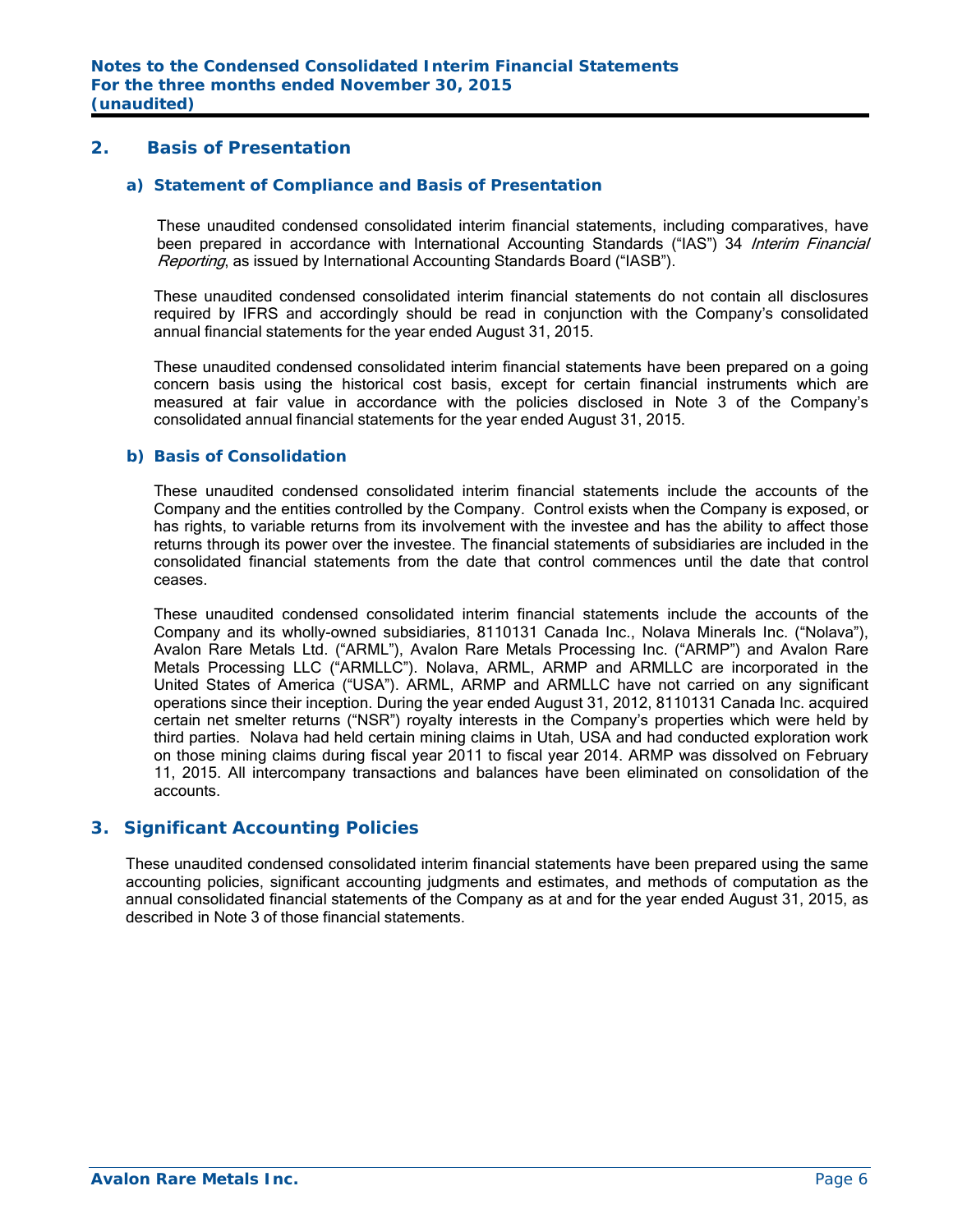## 2. Basis of Presentation

### a) Statement of Compliance and Basis of Presentation

These unaudited condensed consolidated interim financial statements, including comparatives, have been prepared in accordance with International Accounting Standards ("IAS") 34 *Interim Financial Reporting*, as issued by International Accounting Standards Board ("IASB").

These unaudited condensed consolidated interim financial statements do not contain all disclosures required by IFRS and accordingly should be read in conjunction with the Company's consolidated annual financial statements for the year ended August 31, 2015.

These unaudited condensed consolidated interim financial statements have been prepared on a going concern basis using the historical cost basis, except for certain financial instruments which are measured at fair value in accordance with the policies disclosed in Note 3 of the Company's consolidated annual financial statements for the year ended August 31, 2015.

### b) Basis of Consolidation

These unaudited condensed consolidated interim financial statements include the accounts of the Company and the entities controlled by the Company. Control exists when the Company is exposed, or has rights, to variable returns from its involvement with the investee and has the ability to affect those returns through its power over the investee. The financial statements of subsidiaries are included in the consolidated financial statements from the date that control commences until the date that control ceases.

These unaudited condensed consolidated interim financial statements include the accounts of the Company and its wholly-owned subsidiaries, 8110131 Canada Inc., Nolava Minerals Inc. ("Nolava"), Avalon Rare Metals Ltd. ("ARML"), Avalon Rare Metals Processing Inc. ("ARMP") and Avalon Rare Metals Processing LLC ("ARMLLC"). Nolava, ARML, ARMP and ARMLLC are incorporated in the United States of America ("USA"). ARML, ARMP and ARMLLC have not carried on any significant operations since their inception. During the year ended August 31, 2012, 8110131 Canada Inc. acquired certain net smelter returns ("NSR") royalty interests in the Company's properties which were held by third parties. Nolava had held certain mining claims in Utah, USA and had conducted exploration work on those mining claims during fiscal year 2011 to fiscal year 2014. ARMP was dissolved on February 11, 2015. All intercompany transactions and balances have been eliminated on consolidation of the accounts.

## 3. Significant Accounting Policies

These unaudited condensed consolidated interim financial statements have been prepared using the same accounting policies, significant accounting judgments and estimates, and methods of computation as the annual consolidated financial statements of the Company as at and for the year ended August 31, 2015, as described in Note 3 of those financial statements.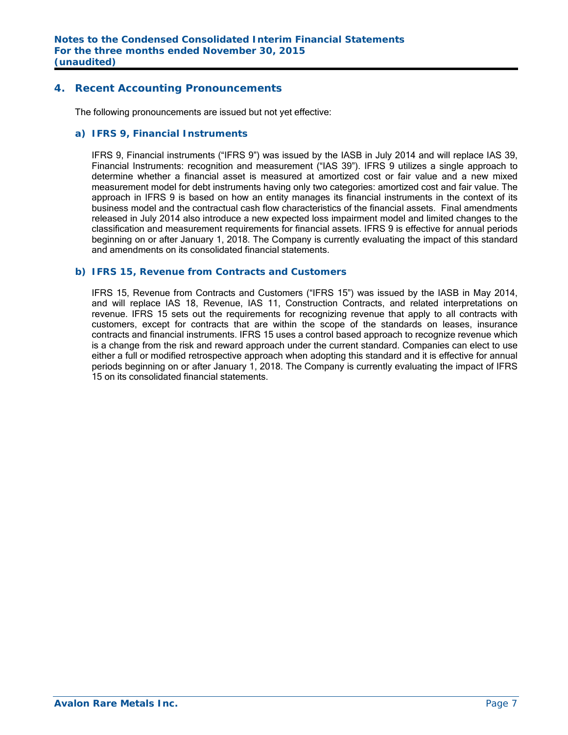## 4. Recent Accounting Pronouncements

The following pronouncements are issued but not yet effective:

### a) IFRS 9, Financial Instruments

IFRS 9, Financial instruments ("IFRS 9") was issued by the IASB in July 2014 and will replace IAS 39, Financial Instruments: recognition and measurement ("IAS 39"). IFRS 9 utilizes a single approach to determine whether a financial asset is measured at amortized cost or fair value and a new mixed measurement model for debt instruments having only two categories: amortized cost and fair value. The approach in IFRS 9 is based on how an entity manages its financial instruments in the context of its business model and the contractual cash flow characteristics of the financial assets. Final amendments released in July 2014 also introduce a new expected loss impairment model and limited changes to the classification and measurement requirements for financial assets. IFRS 9 is effective for annual periods beginning on or after January 1, 2018. The Company is currently evaluating the impact of this standard and amendments on its consolidated financial statements.

### b) IFRS 15, Revenue from Contracts and Customers

IFRS 15, Revenue from Contracts and Customers ("IFRS 15") was issued by the IASB in May 2014, and will replace IAS 18, Revenue, IAS 11, Construction Contracts, and related interpretations on revenue. IFRS 15 sets out the requirements for recognizing revenue that apply to all contracts with customers, except for contracts that are within the scope of the standards on leases, insurance contracts and financial instruments. IFRS 15 uses a control based approach to recognize revenue which is a change from the risk and reward approach under the current standard. Companies can elect to use either a full or modified retrospective approach when adopting this standard and it is effective for annual periods beginning on or after January 1, 2018. The Company is currently evaluating the impact of IFRS 15 on its consolidated financial statements.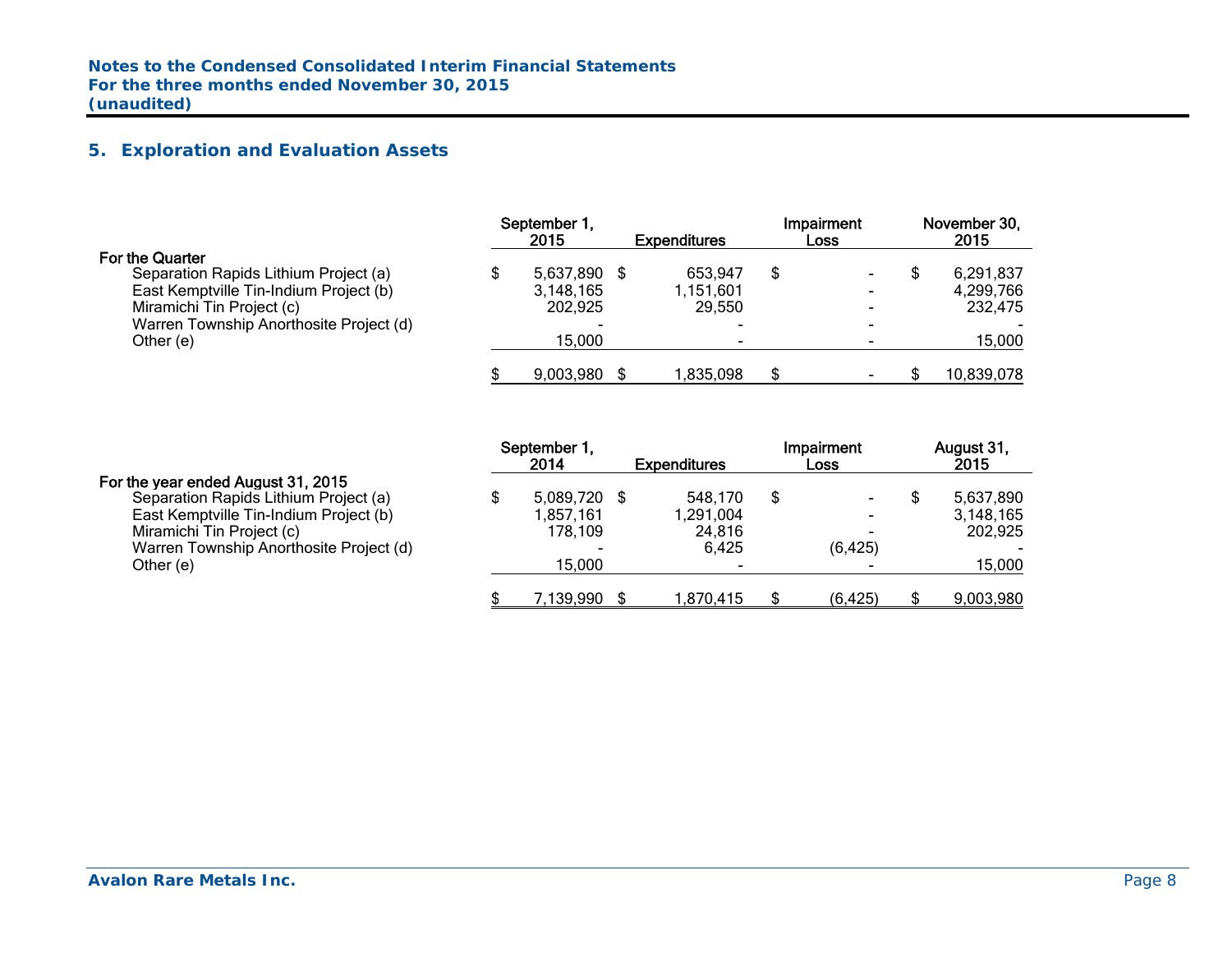## 5. Exploration and Evaluation Assets

| | September 1, 2015 | Expenditures | Impairment Loss | November 30, 2015 |
|---|---|---|---|---|
| **For the Quarter** | | | | |
| Separation Rapids Lithium Project (a) | $ 5,637,890 | $ 653,947 | $ - | $ 6,291,837 |
| East Kemptville Tin-Indium Project (b) | 3,148,165 | 1,151,601 | - | 4,299,766 |
| Miramichi Tin Project (c) | 202,925 | 29,550 | - | 232,475 |
| Warren Township Anorthosite Project (d) | - | - | - | - |
| Other (e) | 15,000 | - | - | 15,000 |
| | $ 9,003,980 | $ 1,835,098 | $ - | $ 10,839,078 |

| | September 1, 2014 | Expenditures | Impairment Loss | August 31, 2015 |
|---|---|---|---|---|
| **For the year ended August 31, 2015** | | | | |
| Separation Rapids Lithium Project (a) | $ 5,089,720 | $ 548,170 | $ - | $ 5,637,890 |
| East Kemptville Tin-Indium Project (b) | 1,857,161 | 1,291,004 | - | 3,148,165 |
| Miramichi Tin Project (c) | 178,109 | 24,816 | - | 202,925 |
| Warren Township Anorthosite Project (d) | - | 6,425 | (6,425) | - |
| Other (e) | 15,000 | - | - | 15,000 |
| | $ 7,139,990 | $ 1,870,415 | $ (6,425) | $ 9,003,980 |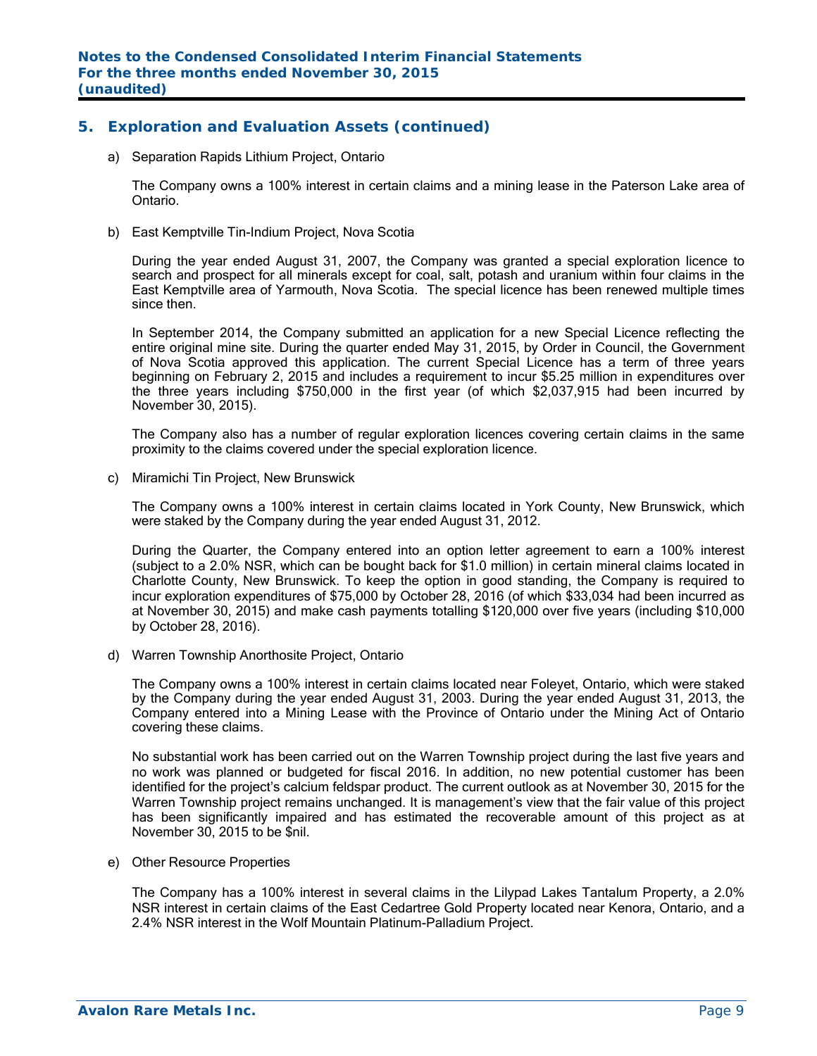## 5. Exploration and Evaluation Assets (continued)

a) Separation Rapids Lithium Project, Ontario

The Company owns a 100% interest in certain claims and a mining lease in the Paterson Lake area of Ontario.

b) East Kemptville Tin-Indium Project, Nova Scotia

During the year ended August 31, 2007, the Company was granted a special exploration licence to search and prospect for all minerals except for coal, salt, potash and uranium within four claims in the East Kemptville area of Yarmouth, Nova Scotia. The special licence has been renewed multiple times since then.

In September 2014, the Company submitted an application for a new Special Licence reflecting the entire original mine site. During the quarter ended May 31, 2015, by Order in Council, the Government of Nova Scotia approved this application. The current Special Licence has a term of three years beginning on February 2, 2015 and includes a requirement to incur $5.25 million in expenditures over the three years including $750,000 in the first year (of which $2,037,915 had been incurred by November 30, 2015).

The Company also has a number of regular exploration licences covering certain claims in the same proximity to the claims covered under the special exploration licence.

c) Miramichi Tin Project, New Brunswick

The Company owns a 100% interest in certain claims located in York County, New Brunswick, which were staked by the Company during the year ended August 31, 2012.

During the Quarter, the Company entered into an option letter agreement to earn a 100% interest (subject to a 2.0% NSR, which can be bought back for $1.0 million) in certain mineral claims located in Charlotte County, New Brunswick. To keep the option in good standing, the Company is required to incur exploration expenditures of $75,000 by October 28, 2016 (of which $33,034 had been incurred as at November 30, 2015) and make cash payments totalling $120,000 over five years (including $10,000 by October 28, 2016).

d) Warren Township Anorthosite Project, Ontario

The Company owns a 100% interest in certain claims located near Foleyet, Ontario, which were staked by the Company during the year ended August 31, 2003. During the year ended August 31, 2013, the Company entered into a Mining Lease with the Province of Ontario under the Mining Act of Ontario covering these claims.

No substantial work has been carried out on the Warren Township project during the last five years and no work was planned or budgeted for fiscal 2016. In addition, no new potential customer has been identified for the project's calcium feldspar product. The current outlook as at November 30, 2015 for the Warren Township project remains unchanged. It is management's view that the fair value of this project has been significantly impaired and has estimated the recoverable amount of this project as at November 30, 2015 to be $nil.

e) Other Resource Properties

The Company has a 100% interest in several claims in the Lilypad Lakes Tantalum Property, a 2.0% NSR interest in certain claims of the East Cedartree Gold Property located near Kenora, Ontario, and a 2.4% NSR interest in the Wolf Mountain Platinum-Palladium Project.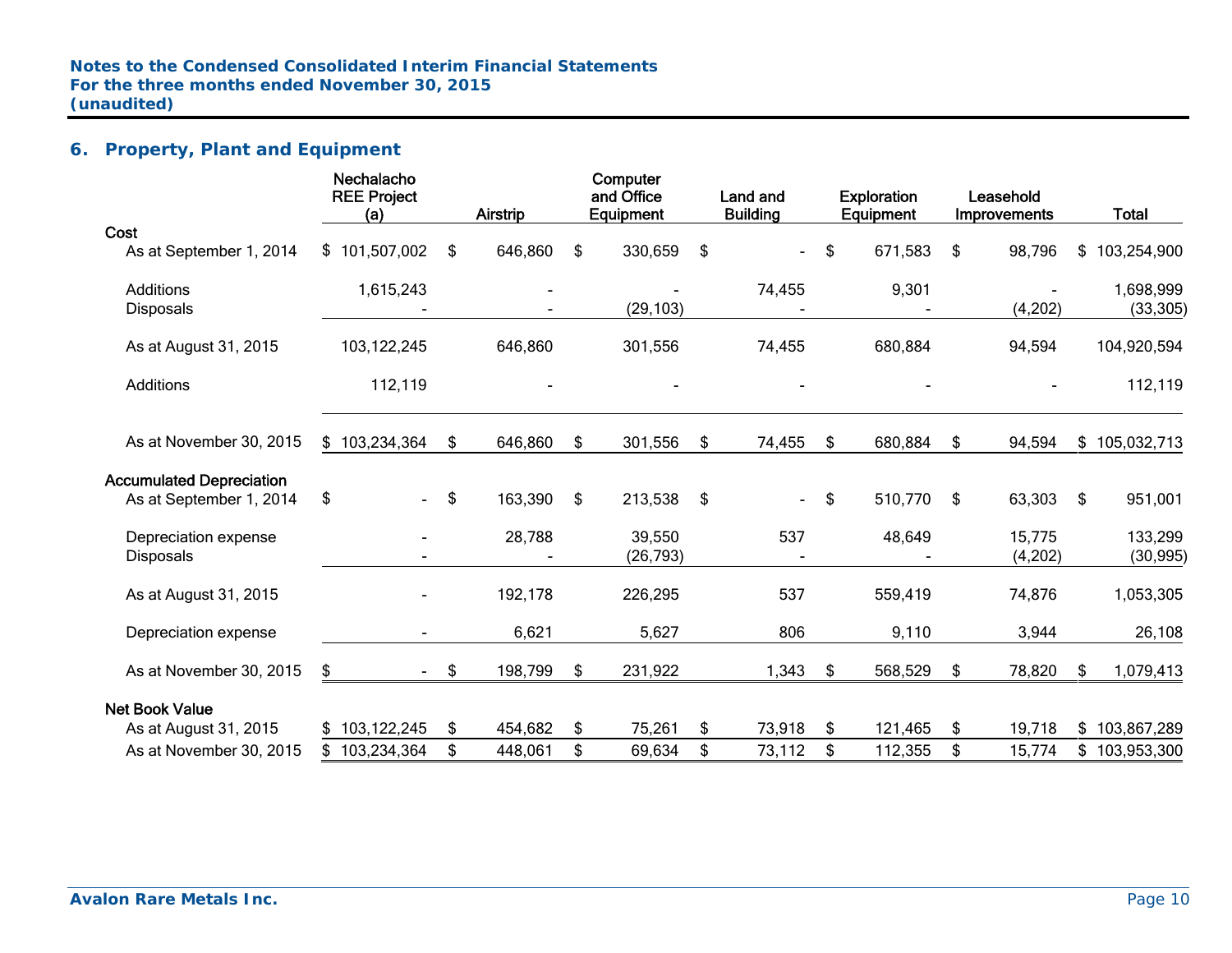## 6. Property, Plant and Equipment

| | Nechalacho REE Project (a) | Airstrip | Computer and Office Equipment | Land and Building | Exploration Equipment | Leasehold Improvements | Total |
|---|---|---|---|---|---|---|---|
| **Cost** | | | | | | | |
| As at September 1, 2014 | $ 101,507,002 | $ 646,860 | $ 330,659 | $ - | $ 671,583 | $ 98,796 | $ 103,254,900 |
| Additions | 1,615,243 | - | - | 74,455 | 9,301 | - | 1,698,999 |
| Disposals | - | - | (29,103) | - | - | (4,202) | (33,305) |
| As at August 31, 2015 | 103,122,245 | 646,860 | 301,556 | 74,455 | 680,884 | 94,594 | 104,920,594 |
| Additions | 112,119 | - | - | - | - | - | 112,119 |
| As at November 30, 2015 | $ 103,234,364 | $ 646,860 | $ 301,556 | $ 74,455 | $ 680,884 | $ 94,594 | $ 105,032,713 |
| **Accumulated Depreciation** | | | | | | | |
| As at September 1, 2014 | $ - | $ 163,390 | $ 213,538 | $ - | $ 510,770 | $ 63,303 | $ 951,001 |
| Depreciation expense | - | 28,788 | 39,550 | 537 | 48,649 | 15,775 | 133,299 |
| Disposals | - | - | (26,793) | - | - | (4,202) | (30,995) |
| As at August 31, 2015 | - | 192,178 | 226,295 | 537 | 559,419 | 74,876 | 1,053,305 |
| Depreciation expense | - | 6,621 | 5,627 | 806 | 9,110 | 3,944 | 26,108 |
| As at November 30, 2015 | $ - | $ 198,799 | $ 231,922 | 1,343 | $ 568,529 | $ 78,820 | $ 1,079,413 |
| **Net Book Value** | | | | | | | |
| As at August 31, 2015 | $ 103,122,245 | $ 454,682 | $ 75,261 | $ 73,918 | $ 121,465 | $ 19,718 | $ 103,867,289 |
| As at November 30, 2015 | $ 103,234,364 | $ 448,061 | $ 69,634 | $ 73,112 | $ 112,355 | $ 15,774 | $ 103,953,300 |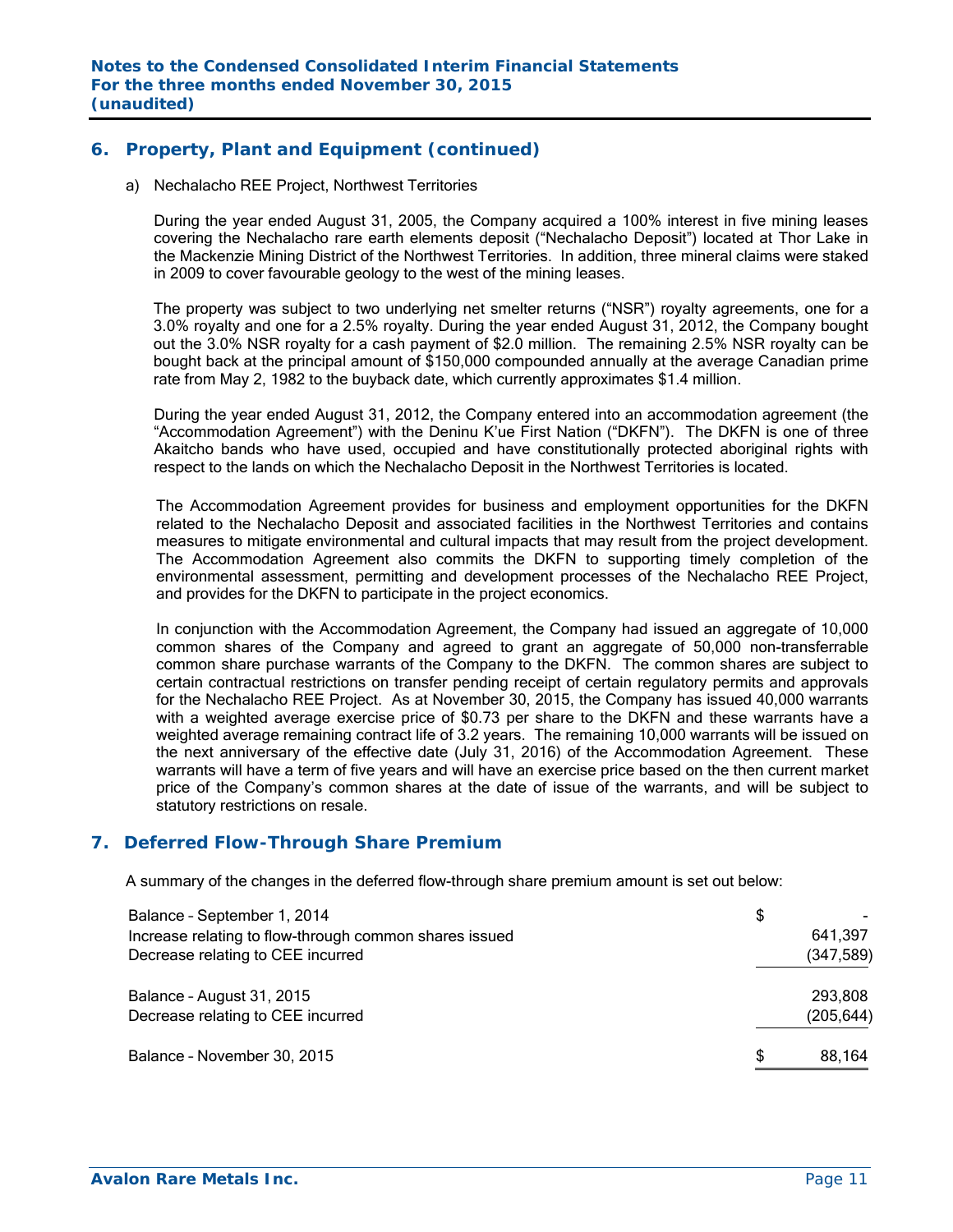## 6. Property, Plant and Equipment (continued)

a) Nechalacho REE Project, Northwest Territories

During the year ended August 31, 2005, the Company acquired a 100% interest in five mining leases covering the Nechalacho rare earth elements deposit ("Nechalacho Deposit") located at Thor Lake in the Mackenzie Mining District of the Northwest Territories. In addition, three mineral claims were staked in 2009 to cover favourable geology to the west of the mining leases.

The property was subject to two underlying net smelter returns ("NSR") royalty agreements, one for a 3.0% royalty and one for a 2.5% royalty. During the year ended August 31, 2012, the Company bought out the 3.0% NSR royalty for a cash payment of $2.0 million. The remaining 2.5% NSR royalty can be bought back at the principal amount of $150,000 compounded annually at the average Canadian prime rate from May 2, 1982 to the buyback date, which currently approximates $1.4 million.

During the year ended August 31, 2012, the Company entered into an accommodation agreement (the "Accommodation Agreement") with the Deninu K'ue First Nation ("DKFN"). The DKFN is one of three Akaitcho bands who have used, occupied and have constitutionally protected aboriginal rights with respect to the lands on which the Nechalacho Deposit in the Northwest Territories is located.

The Accommodation Agreement provides for business and employment opportunities for the DKFN related to the Nechalacho Deposit and associated facilities in the Northwest Territories and contains measures to mitigate environmental and cultural impacts that may result from the project development. The Accommodation Agreement also commits the DKFN to supporting timely completion of the environmental assessment, permitting and development processes of the Nechalacho REE Project, and provides for the DKFN to participate in the project economics.

In conjunction with the Accommodation Agreement, the Company had issued an aggregate of 10,000 common shares of the Company and agreed to grant an aggregate of 50,000 non-transferrable common share purchase warrants of the Company to the DKFN. The common shares are subject to certain contractual restrictions on transfer pending receipt of certain regulatory permits and approvals for the Nechalacho REE Project. As at November 30, 2015, the Company has issued 40,000 warrants with a weighted average exercise price of $0.73 per share to the DKFN and these warrants have a weighted average remaining contract life of 3.2 years. The remaining 10,000 warrants will be issued on the next anniversary of the effective date (July 31, 2016) of the Accommodation Agreement. These warrants will have a term of five years and will have an exercise price based on the then current market price of the Company's common shares at the date of issue of the warrants, and will be subject to statutory restrictions on resale.

## 7. Deferred Flow-Through Share Premium

A summary of the changes in the deferred flow-through share premium amount is set out below:

| | |
|---|---|
| Balance – September 1, 2014 | $ - |
| Increase relating to flow-through common shares issued | 641,397 |
| Decrease relating to CEE incurred | (347,589) |
| Balance – August 31, 2015 | 293,808 |
| Decrease relating to CEE incurred | (205,644) |
| Balance – November 30, 2015 | $ 88,164 |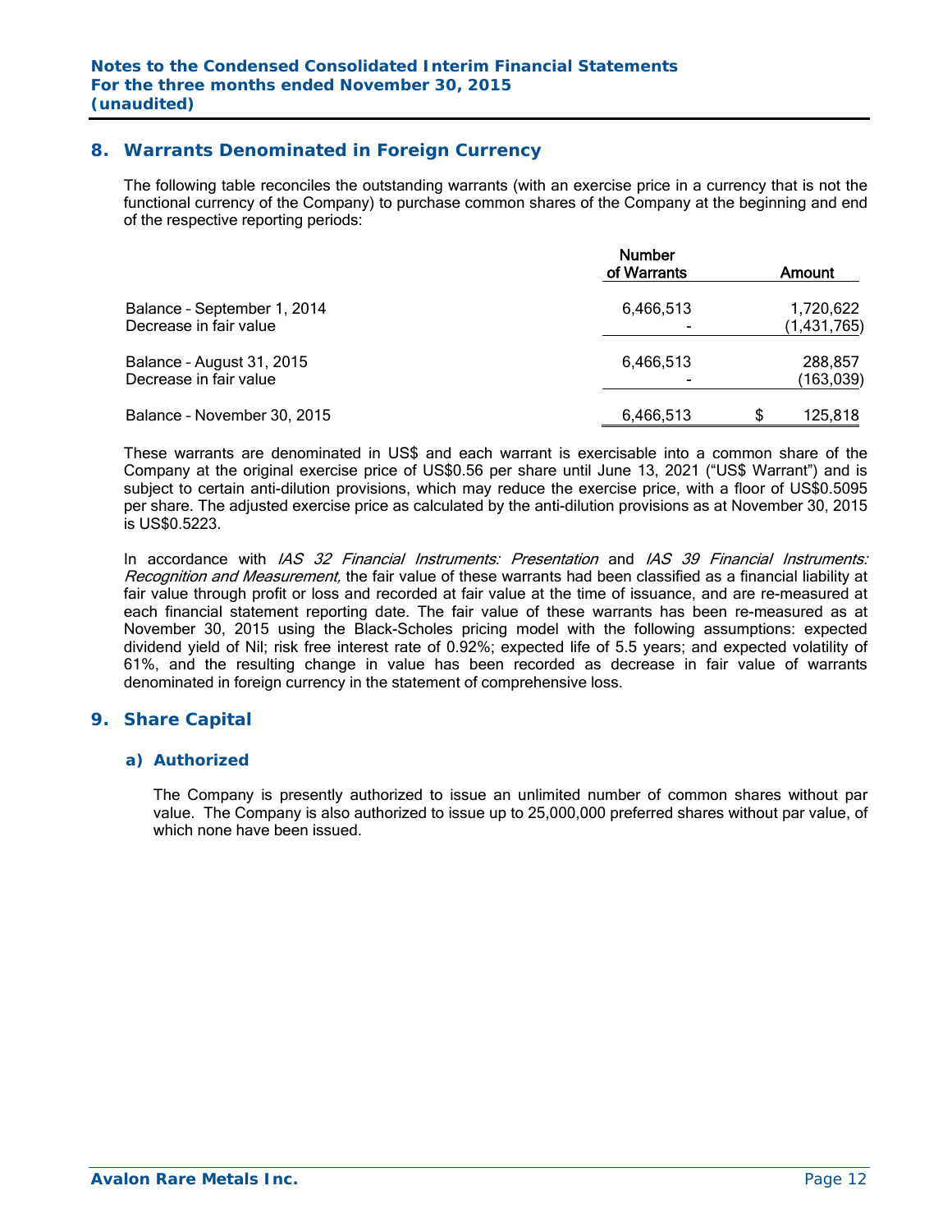## 8. Warrants Denominated in Foreign Currency

The following table reconciles the outstanding warrants (with an exercise price in a currency that is not the functional currency of the Company) to purchase common shares of the Company at the beginning and end of the respective reporting periods:

| | Number of Warrants | Amount |
|---|---|---|
| Balance – September 1, 2014 | 6,466,513 | 1,720,622 |
| Decrease in fair value | - | (1,431,765) |
| Balance – August 31, 2015 | 6,466,513 | 288,857 |
| Decrease in fair value | - | (163,039) |
| Balance – November 30, 2015 | 6,466,513 | $ 125,818 |

These warrants are denominated in US$ and each warrant is exercisable into a common share of the Company at the original exercise price of US$0.56 per share until June 13, 2021 ("US$ Warrant") and is subject to certain anti-dilution provisions, which may reduce the exercise price, with a floor of US$0.5095 per share. The adjusted exercise price as calculated by the anti-dilution provisions as at November 30, 2015 is US$0.5223.

In accordance with *IAS 32 Financial Instruments: Presentation* and *IAS 39 Financial Instruments: Recognition and Measurement,* the fair value of these warrants had been classified as a financial liability at fair value through profit or loss and recorded at fair value at the time of issuance, and are re-measured at each financial statement reporting date. The fair value of these warrants has been re-measured as at November 30, 2015 using the Black-Scholes pricing model with the following assumptions: expected dividend yield of Nil; risk free interest rate of 0.92%; expected life of 5.5 years; and expected volatility of 61%, and the resulting change in value has been recorded as decrease in fair value of warrants denominated in foreign currency in the statement of comprehensive loss.

## 9. Share Capital

### a) Authorized

The Company is presently authorized to issue an unlimited number of common shares without par value. The Company is also authorized to issue up to 25,000,000 preferred shares without par value, of which none have been issued.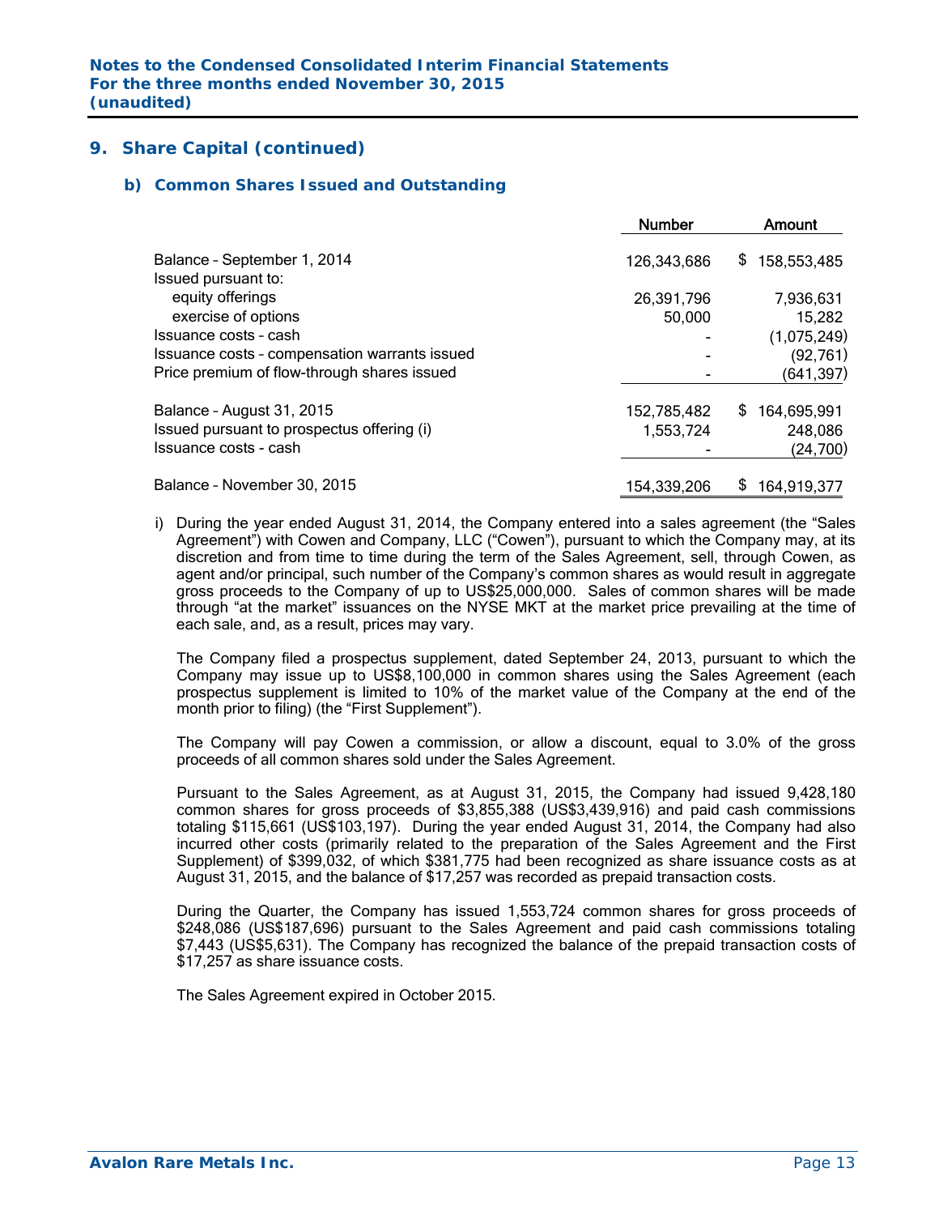## 9. Share Capital (continued)

### b) Common Shares Issued and Outstanding

| | Number | Amount |
|---|---|---|
| Balance – September 1, 2014 | 126,343,686 | $ 158,553,485 |
| Issued pursuant to: | | |
| equity offerings | 26,391,796 | 7,936,631 |
| exercise of options | 50,000 | 15,282 |
| Issuance costs – cash | - | (1,075,249) |
| Issuance costs – compensation warrants issued | - | (92,761) |
| Price premium of flow-through shares issued | - | (641,397) |
| Balance – August 31, 2015 | 152,785,482 | $ 164,695,991 |
| Issued pursuant to prospectus offering (i) | 1,553,724 | 248,086 |
| Issuance costs - cash | - | (24,700) |
| Balance – November 30, 2015 | 154,339,206 | $ 164,919,377 |

i) During the year ended August 31, 2014, the Company entered into a sales agreement (the "Sales Agreement") with Cowen and Company, LLC ("Cowen"), pursuant to which the Company may, at its discretion and from time to time during the term of the Sales Agreement, sell, through Cowen, as agent and/or principal, such number of the Company's common shares as would result in aggregate gross proceeds to the Company of up to US$25,000,000. Sales of common shares will be made through "at the market" issuances on the NYSE MKT at the market price prevailing at the time of each sale, and, as a result, prices may vary.

The Company filed a prospectus supplement, dated September 24, 2013, pursuant to which the Company may issue up to US$8,100,000 in common shares using the Sales Agreement (each prospectus supplement is limited to 10% of the market value of the Company at the end of the month prior to filing) (the "First Supplement").

The Company will pay Cowen a commission, or allow a discount, equal to 3.0% of the gross proceeds of all common shares sold under the Sales Agreement.

Pursuant to the Sales Agreement, as at August 31, 2015, the Company had issued 9,428,180 common shares for gross proceeds of $3,855,388 (US$3,439,916) and paid cash commissions totaling $115,661 (US$103,197). During the year ended August 31, 2014, the Company had also incurred other costs (primarily related to the preparation of the Sales Agreement and the First Supplement) of $399,032, of which $381,775 had been recognized as share issuance costs as at August 31, 2015, and the balance of $17,257 was recorded as prepaid transaction costs.

During the Quarter, the Company has issued 1,553,724 common shares for gross proceeds of $248,086 (US$187,696) pursuant to the Sales Agreement and paid cash commissions totaling $7,443 (US$5,631). The Company has recognized the balance of the prepaid transaction costs of $17,257 as share issuance costs.

The Sales Agreement expired in October 2015.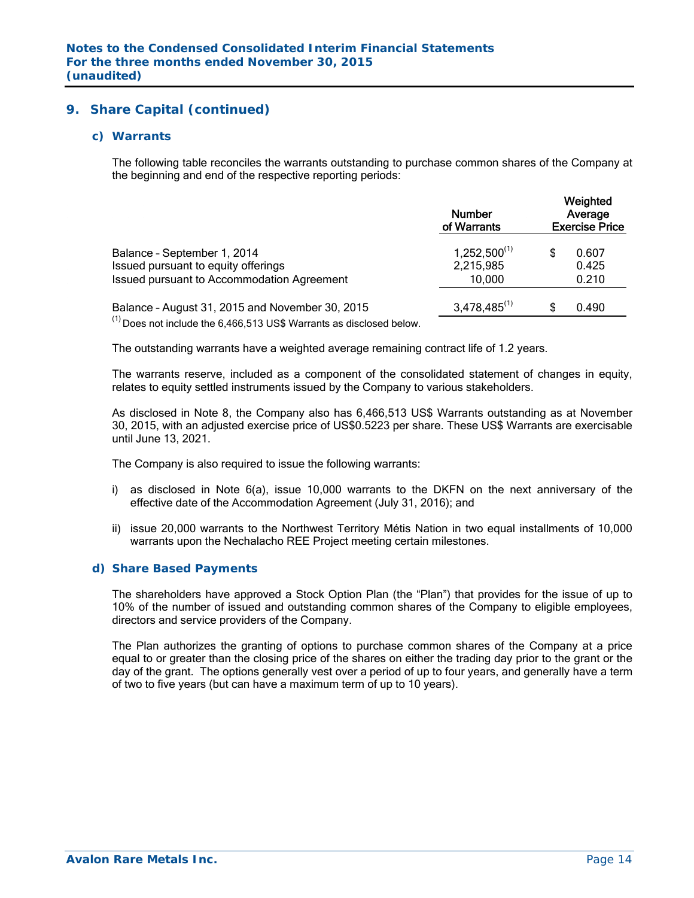## 9. Share Capital (continued)

### c) Warrants

The following table reconciles the warrants outstanding to purchase common shares of the Company at the beginning and end of the respective reporting periods:

| | Number of Warrants | Weighted Average Exercise Price |
|---|---|---|
| Balance – September 1, 2014 | 1,252,500[(1)] | $ 0.607 |
| Issued pursuant to equity offerings | 2,215,985 | 0.425 |
| Issued pursuant to Accommodation Agreement | 10,000 | 0.210 |
| Balance – August 31, 2015 and November 30, 2015 | 3,478,485[(1)] | $ 0.490 |

[(1)] Does not include the 6,466,513 US$ Warrants as disclosed below.

The outstanding warrants have a weighted average remaining contract life of 1.2 years.

The warrants reserve, included as a component of the consolidated statement of changes in equity, relates to equity settled instruments issued by the Company to various stakeholders.

As disclosed in Note 8, the Company also has 6,466,513 US$ Warrants outstanding as at November 30, 2015, with an adjusted exercise price of US$0.5223 per share. These US$ Warrants are exercisable until June 13, 2021.

The Company is also required to issue the following warrants:

i) as disclosed in Note 6(a), issue 10,000 warrants to the DKFN on the next anniversary of the effective date of the Accommodation Agreement (July 31, 2016); and

ii) issue 20,000 warrants to the Northwest Territory Métis Nation in two equal installments of 10,000 warrants upon the Nechalacho REE Project meeting certain milestones.

### d) Share Based Payments

The shareholders have approved a Stock Option Plan (the "Plan") that provides for the issue of up to 10% of the number of issued and outstanding common shares of the Company to eligible employees, directors and service providers of the Company.

The Plan authorizes the granting of options to purchase common shares of the Company at a price equal to or greater than the closing price of the shares on either the trading day prior to the grant or the day of the grant. The options generally vest over a period of up to four years, and generally have a term of two to five years (but can have a maximum term of up to 10 years).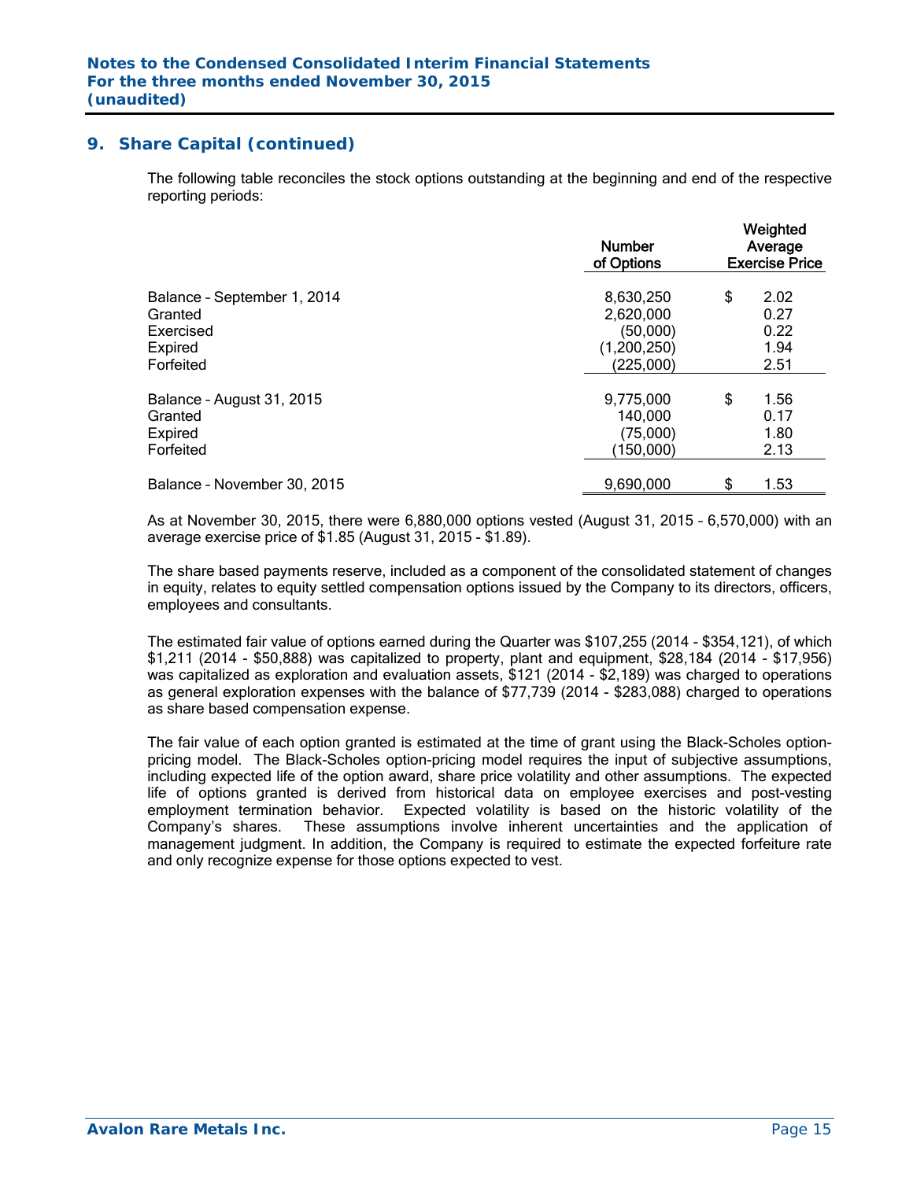## 9. Share Capital (continued)

The following table reconciles the stock options outstanding at the beginning and end of the respective reporting periods:

| | Number of Options | Weighted Average Exercise Price |
|---|---|---|
| Balance – September 1, 2014 | 8,630,250 | $ 2.02 |
| Granted | 2,620,000 | 0.27 |
| Exercised | (50,000) | 0.22 |
| Expired | (1,200,250) | 1.94 |
| Forfeited | (225,000) | 2.51 |
| Balance – August 31, 2015 | 9,775,000 | $ 1.56 |
| Granted | 140,000 | 0.17 |
| Expired | (75,000) | 1.80 |
| Forfeited | (150,000) | 2.13 |
| Balance – November 30, 2015 | 9,690,000 | $ 1.53 |

As at November 30, 2015, there were 6,880,000 options vested (August 31, 2015 – 6,570,000) with an average exercise price of $1.85 (August 31, 2015 - $1.89).

The share based payments reserve, included as a component of the consolidated statement of changes in equity, relates to equity settled compensation options issued by the Company to its directors, officers, employees and consultants.

The estimated fair value of options earned during the Quarter was $107,255 (2014 - $354,121), of which $1,211 (2014 - $50,888) was capitalized to property, plant and equipment, $28,184 (2014 - $17,956) was capitalized as exploration and evaluation assets, $121 (2014 - $2,189) was charged to operations as general exploration expenses with the balance of $77,739 (2014 - $283,088) charged to operations as share based compensation expense.

The fair value of each option granted is estimated at the time of grant using the Black-Scholes option-pricing model. The Black-Scholes option-pricing model requires the input of subjective assumptions, including expected life of the option award, share price volatility and other assumptions. The expected life of options granted is derived from historical data on employee exercises and post-vesting employment termination behavior. Expected volatility is based on the historic volatility of the Company's shares. These assumptions involve inherent uncertainties and the application of management judgment. In addition, the Company is required to estimate the expected forfeiture rate and only recognize expense for those options expected to vest.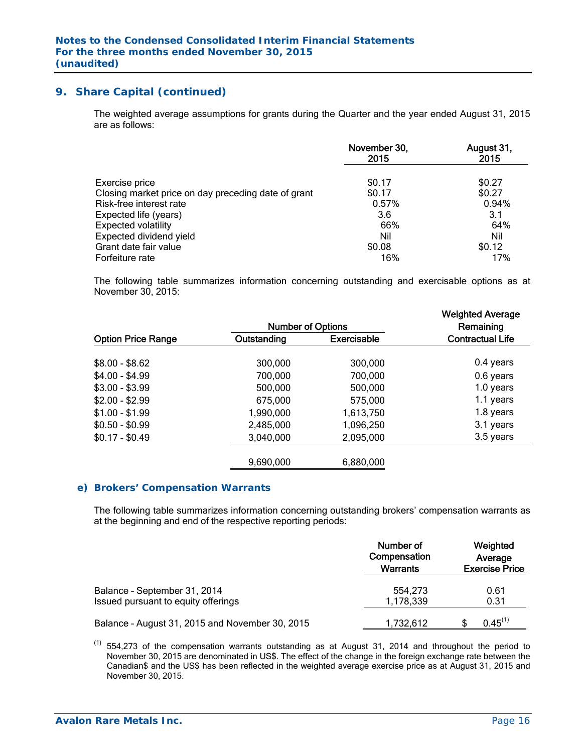## 9. Share Capital (continued)

The weighted average assumptions for grants during the Quarter and the year ended August 31, 2015 are as follows:

| | November 30, 2015 | August 31, 2015 |
|---|---|---|
| Exercise price | $0.17 | $0.27 |
| Closing market price on day preceding date of grant | $0.17 | $0.27 |
| Risk-free interest rate | 0.57% | 0.94% |
| Expected life (years) | 3.6 | 3.1 |
| Expected volatility | 66% | 64% |
| Expected dividend yield | Nil | Nil |
| Grant date fair value | $0.08 | $0.12 |
| Forfeiture rate | 16% | 17% |

The following table summarizes information concerning outstanding and exercisable options as at November 30, 2015:

| | Number of Options | | Weighted Average |
|---|---|---|---|
| Option Price Range | Outstanding | Exercisable | Remaining Contractual Life |
| $8.00 - $8.62 | 300,000 | 300,000 | 0.4 years |
| $4.00 - $4.99 | 700,000 | 700,000 | 0.6 years |
| $3.00 - $3.99 | 500,000 | 500,000 | 1.0 years |
| $2.00 - $2.99 | 675,000 | 575,000 | 1.1 years |
| $1.00 - $1.99 | 1,990,000 | 1,613,750 | 1.8 years |
| $0.50 - $0.99 | 2,485,000 | 1,096,250 | 3.1 years |
| $0.17 - $0.49 | 3,040,000 | 2,095,000 | 3.5 years |
| | 9,690,000 | 6,880,000 | |

### e) Brokers' Compensation Warrants

The following table summarizes information concerning outstanding brokers' compensation warrants as at the beginning and end of the respective reporting periods:

| | Number of Compensation Warrants | Weighted Average Exercise Price |
|---|---|---|
| Balance – September 31, 2014 | 554,273 | 0.61 |
| Issued pursuant to equity offerings | 1,178,339 | 0.31 |
| Balance – August 31, 2015 and November 30, 2015 | 1,732,612 | $ 0.45[(1)] |

[(1)] 554,273 of the compensation warrants outstanding as at August 31, 2014 and throughout the period to November 30, 2015 are denominated in US$. The effect of the change in the foreign exchange rate between the Canadian$ and the US$ has been reflected in the weighted average exercise price as at August 31, 2015 and November 30, 2015.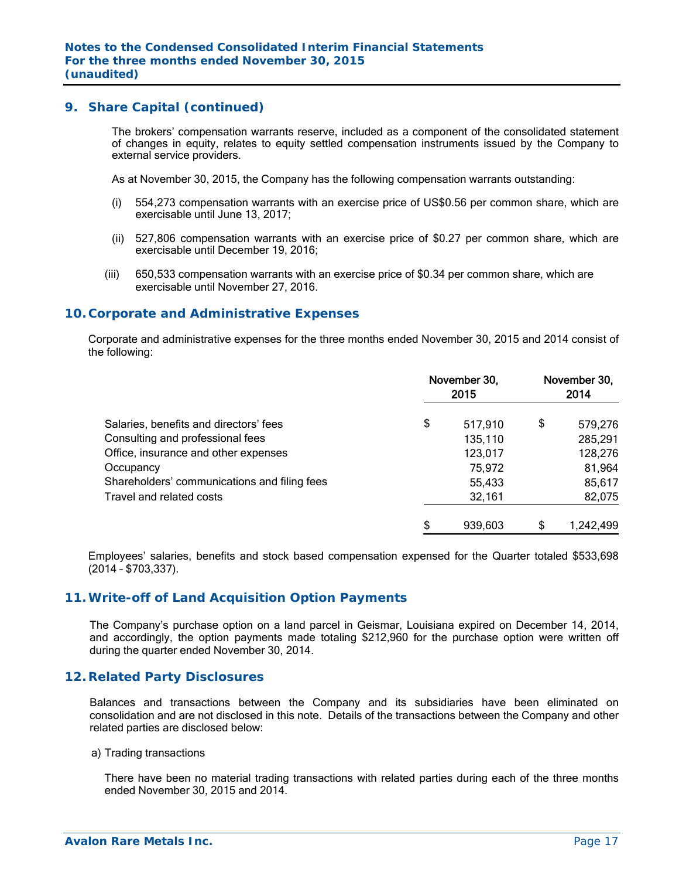## 9. Share Capital (continued)

The brokers' compensation warrants reserve, included as a component of the consolidated statement of changes in equity, relates to equity settled compensation instruments issued by the Company to external service providers.

As at November 30, 2015, the Company has the following compensation warrants outstanding:

(i) 554,273 compensation warrants with an exercise price of US$0.56 per common share, which are exercisable until June 13, 2017;

(ii) 527,806 compensation warrants with an exercise price of $0.27 per common share, which are exercisable until December 19, 2016;

(iii) 650,533 compensation warrants with an exercise price of $0.34 per common share, which are exercisable until November 27, 2016.

## 10. Corporate and Administrative Expenses

Corporate and administrative expenses for the three months ended November 30, 2015 and 2014 consist of the following:

| | November 30, 2015 | November 30, 2014 |
|---|---|---|
| Salaries, benefits and directors' fees | $ 517,910 | $ 579,276 |
| Consulting and professional fees | 135,110 | 285,291 |
| Office, insurance and other expenses | 123,017 | 128,276 |
| Occupancy | 75,972 | 81,964 |
| Shareholders' communications and filing fees | 55,433 | 85,617 |
| Travel and related costs | 32,161 | 82,075 |
| | $ 939,603 | $ 1,242,499 |

Employees' salaries, benefits and stock based compensation expensed for the Quarter totaled $533,698 (2014 – $703,337).

## 11. Write-off of Land Acquisition Option Payments

The Company's purchase option on a land parcel in Geismar, Louisiana expired on December 14, 2014, and accordingly, the option payments made totaling $212,960 for the purchase option were written off during the quarter ended November 30, 2014.

## 12. Related Party Disclosures

Balances and transactions between the Company and its subsidiaries have been eliminated on consolidation and are not disclosed in this note. Details of the transactions between the Company and other related parties are disclosed below:

a) Trading transactions

There have been no material trading transactions with related parties during each of the three months ended November 30, 2015 and 2014.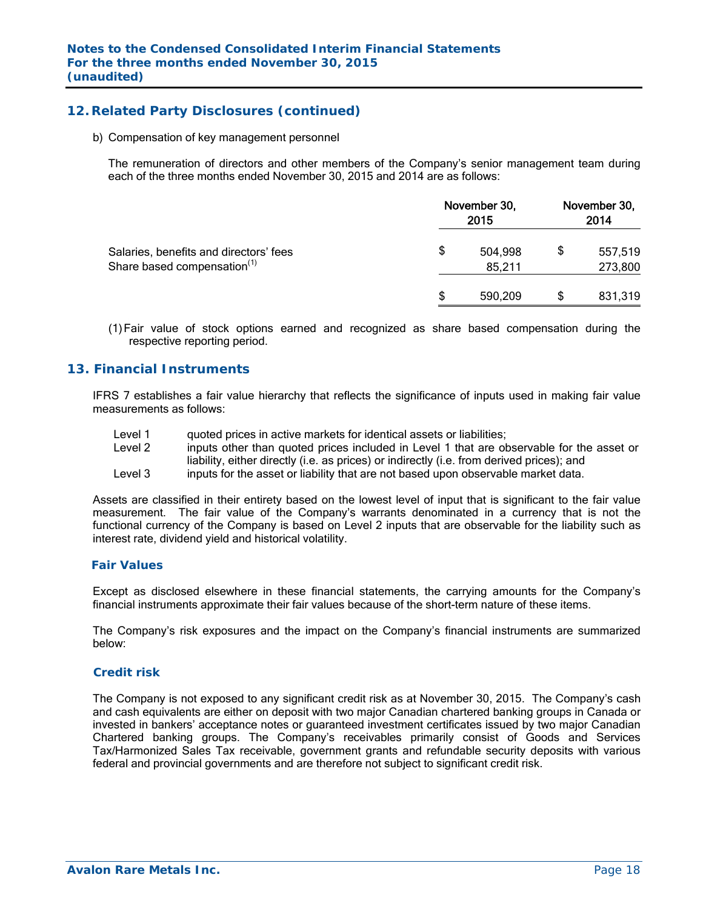## 12. Related Party Disclosures (continued)

b) Compensation of key management personnel

The remuneration of directors and other members of the Company's senior management team during each of the three months ended November 30, 2015 and 2014 are as follows:

| | November 30, 2015 | November 30, 2014 |
|---|---|---|
| Salaries, benefits and directors' fees | $ 504,998 | $ 557,519 |
| Share based compensation[(1)] | 85,211 | 273,800 |
| | $ 590,209 | $ 831,319 |

(1) Fair value of stock options earned and recognized as share based compensation during the respective reporting period.

## 13. Financial Instruments

IFRS 7 establishes a fair value hierarchy that reflects the significance of inputs used in making fair value measurements as follows:

- Level 1 quoted prices in active markets for identical assets or liabilities;
- Level 2 inputs other than quoted prices included in Level 1 that are observable for the asset or liability, either directly (i.e. as prices) or indirectly (i.e. from derived prices); and
- Level 3 inputs for the asset or liability that are not based upon observable market data.

Assets are classified in their entirety based on the lowest level of input that is significant to the fair value measurement. The fair value of the Company's warrants denominated in a currency that is not the functional currency of the Company is based on Level 2 inputs that are observable for the liability such as interest rate, dividend yield and historical volatility.

### Fair Values

Except as disclosed elsewhere in these financial statements, the carrying amounts for the Company's financial instruments approximate their fair values because of the short-term nature of these items.

The Company's risk exposures and the impact on the Company's financial instruments are summarized below:

### Credit risk

The Company is not exposed to any significant credit risk as at November 30, 2015. The Company's cash and cash equivalents are either on deposit with two major Canadian chartered banking groups in Canada or invested in bankers' acceptance notes or guaranteed investment certificates issued by two major Canadian Chartered banking groups. The Company's receivables primarily consist of Goods and Services Tax/Harmonized Sales Tax receivable, government grants and refundable security deposits with various federal and provincial governments and are therefore not subject to significant credit risk.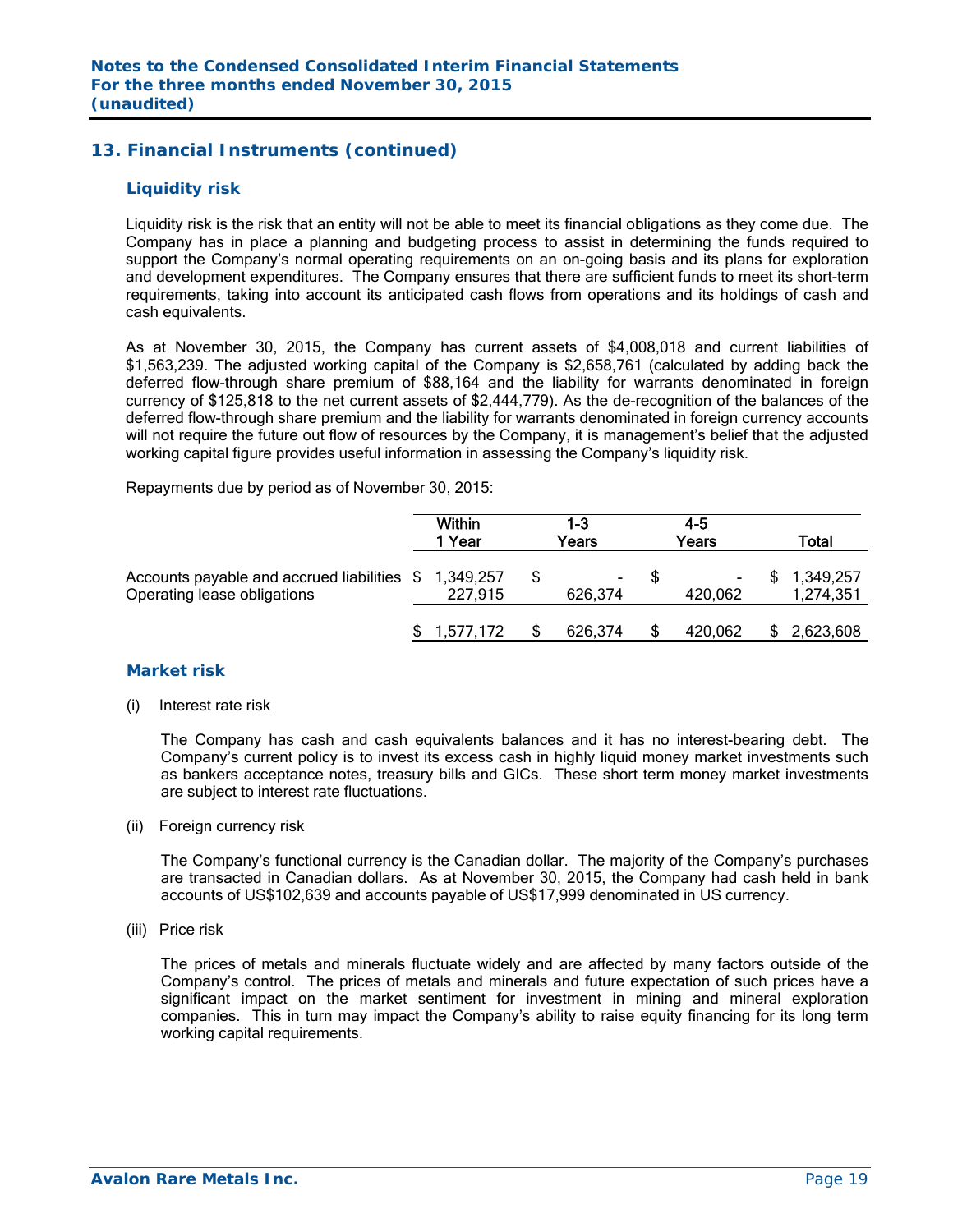## 13. Financial Instruments (continued)

### Liquidity risk

Liquidity risk is the risk that an entity will not be able to meet its financial obligations as they come due. The Company has in place a planning and budgeting process to assist in determining the funds required to support the Company's normal operating requirements on an on-going basis and its plans for exploration and development expenditures. The Company ensures that there are sufficient funds to meet its short-term requirements, taking into account its anticipated cash flows from operations and its holdings of cash and cash equivalents.

As at November 30, 2015, the Company has current assets of $4,008,018 and current liabilities of $1,563,239. The adjusted working capital of the Company is $2,658,761 (calculated by adding back the deferred flow-through share premium of $88,164 and the liability for warrants denominated in foreign currency of $125,818 to the net current assets of $2,444,779). As the de-recognition of the balances of the deferred flow-through share premium and the liability for warrants denominated in foreign currency accounts will not require the future out flow of resources by the Company, it is management's belief that the adjusted working capital figure provides useful information in assessing the Company's liquidity risk.

Repayments due by period as of November 30, 2015:

| | Within 1 Year | 1-3 Years | 4-5 Years | Total |
|---|---|---|---|---|
| Accounts payable and accrued liabilities | $ 1,349,257 | $ - | $ - | $ 1,349,257 |
| Operating lease obligations | 227,915 | 626,374 | 420,062 | 1,274,351 |
| | $ 1,577,172 | $ 626,374 | $ 420,062 | $ 2,623,608 |

### Market risk

(i) Interest rate risk

The Company has cash and cash equivalents balances and it has no interest-bearing debt. The Company's current policy is to invest its excess cash in highly liquid money market investments such as bankers acceptance notes, treasury bills and GICs. These short term money market investments are subject to interest rate fluctuations.

(ii) Foreign currency risk

The Company's functional currency is the Canadian dollar. The majority of the Company's purchases are transacted in Canadian dollars. As at November 30, 2015, the Company had cash held in bank accounts of US$102,639 and accounts payable of US$17,999 denominated in US currency.

(iii) Price risk

The prices of metals and minerals fluctuate widely and are affected by many factors outside of the Company's control. The prices of metals and minerals and future expectation of such prices have a significant impact on the market sentiment for investment in mining and mineral exploration companies. This in turn may impact the Company's ability to raise equity financing for its long term working capital requirements.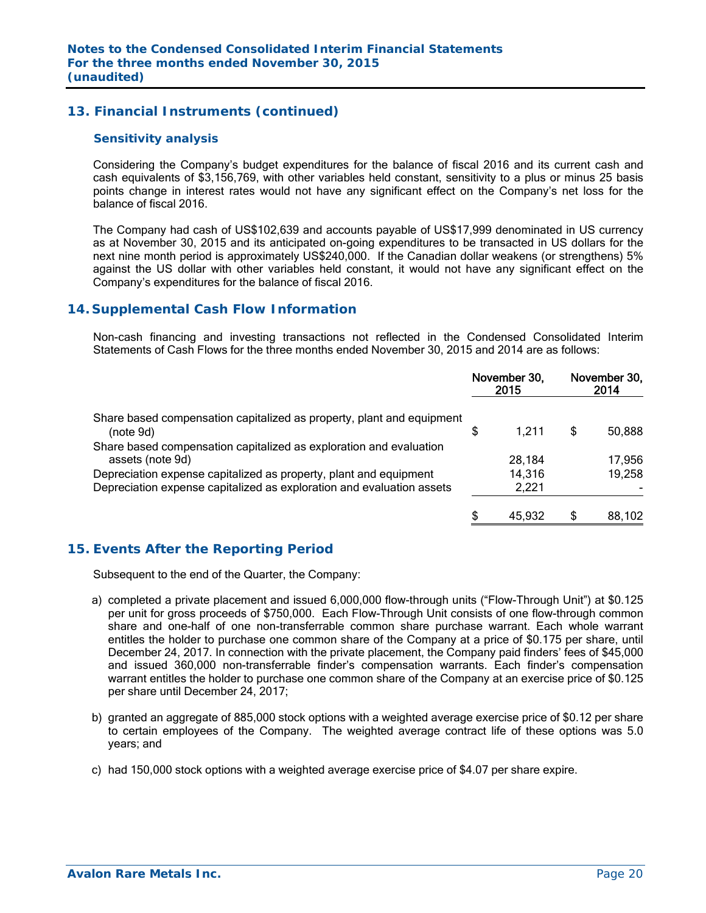## 13. Financial Instruments (continued)

### Sensitivity analysis

Considering the Company's budget expenditures for the balance of fiscal 2016 and its current cash and cash equivalents of $3,156,769, with other variables held constant, sensitivity to a plus or minus 25 basis points change in interest rates would not have any significant effect on the Company's net loss for the balance of fiscal 2016.

The Company had cash of US$102,639 and accounts payable of US$17,999 denominated in US currency as at November 30, 2015 and its anticipated on-going expenditures to be transacted in US dollars for the next nine month period is approximately US$240,000. If the Canadian dollar weakens (or strengthens) 5% against the US dollar with other variables held constant, it would not have any significant effect on the Company's expenditures for the balance of fiscal 2016.

## 14. Supplemental Cash Flow Information

Non-cash financing and investing transactions not reflected in the Condensed Consolidated Interim Statements of Cash Flows for the three months ended November 30, 2015 and 2014 are as follows:

| | November 30, 2015 | November 30, 2014 |
|---|---|---|
| Share based compensation capitalized as property, plant and equipment (note 9d) | $ 1,211 | $ 50,888 |
| Share based compensation capitalized as exploration and evaluation assets (note 9d) | 28,184 | 17,956 |
| Depreciation expense capitalized as property, plant and equipment | 14,316 | 19,258 |
| Depreciation expense capitalized as exploration and evaluation assets | 2,221 | - |
| | $ 45,932 | $ 88,102 |

## 15. Events After the Reporting Period

Subsequent to the end of the Quarter, the Company:

a) completed a private placement and issued 6,000,000 flow-through units ("Flow-Through Unit") at $0.125 per unit for gross proceeds of $750,000. Each Flow-Through Unit consists of one flow-through common share and one-half of one non-transferrable common share purchase warrant. Each whole warrant entitles the holder to purchase one common share of the Company at a price of $0.175 per share, until December 24, 2017. In connection with the private placement, the Company paid finders' fees of $45,000 and issued 360,000 non-transferrable finder's compensation warrants. Each finder's compensation warrant entitles the holder to purchase one common share of the Company at an exercise price of $0.125 per share until December 24, 2017;

b) granted an aggregate of 885,000 stock options with a weighted average exercise price of $0.12 per share to certain employees of the Company. The weighted average contract life of these options was 5.0 years; and

c) had 150,000 stock options with a weighted average exercise price of $4.07 per share expire.